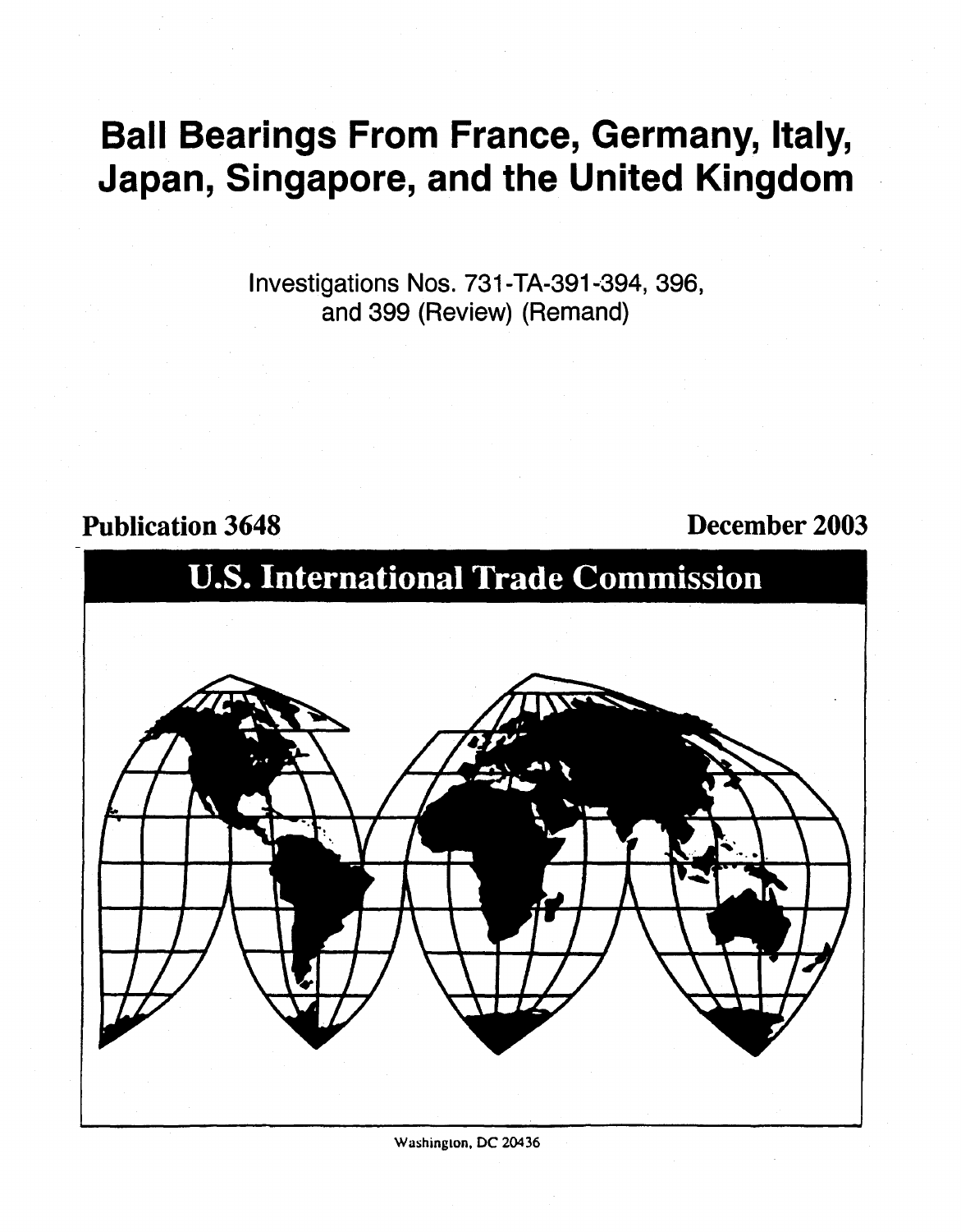# Ball Bearings From France, Germany, Italy, Japan, Singapore, and the United Kingdom

Investigations Nos. 731-TA-391-394, 396, and 399 (Review) (Remand)

**Publication 3648** **December 2003**

## U.S. International Trade Commission

Washington, DC 20436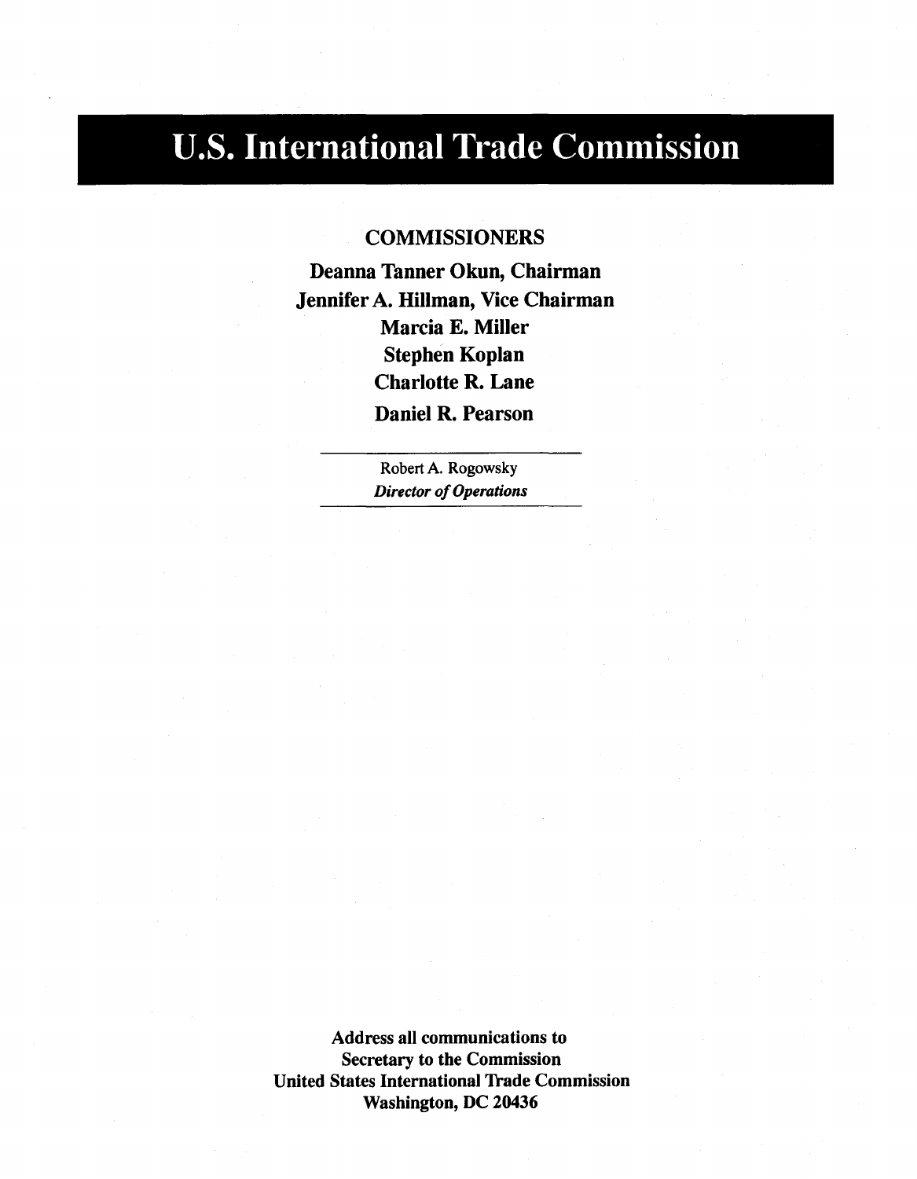# U.S. International Trade Commission

## COMMISSIONERS

**Deanna Tanner Okun, Chairman**
**Jennifer A. Hillman, Vice Chairman**
**Marcia E. Miller**
**Stephen Koplan**
**Charlotte R. Lane**
**Daniel R. Pearson**

---

Robert A. Rogowsky
*Director of Operations*

---

**Address all communications to**
**Secretary to the Commission**
**United States International Trade Commission**
**Washington, DC 20436**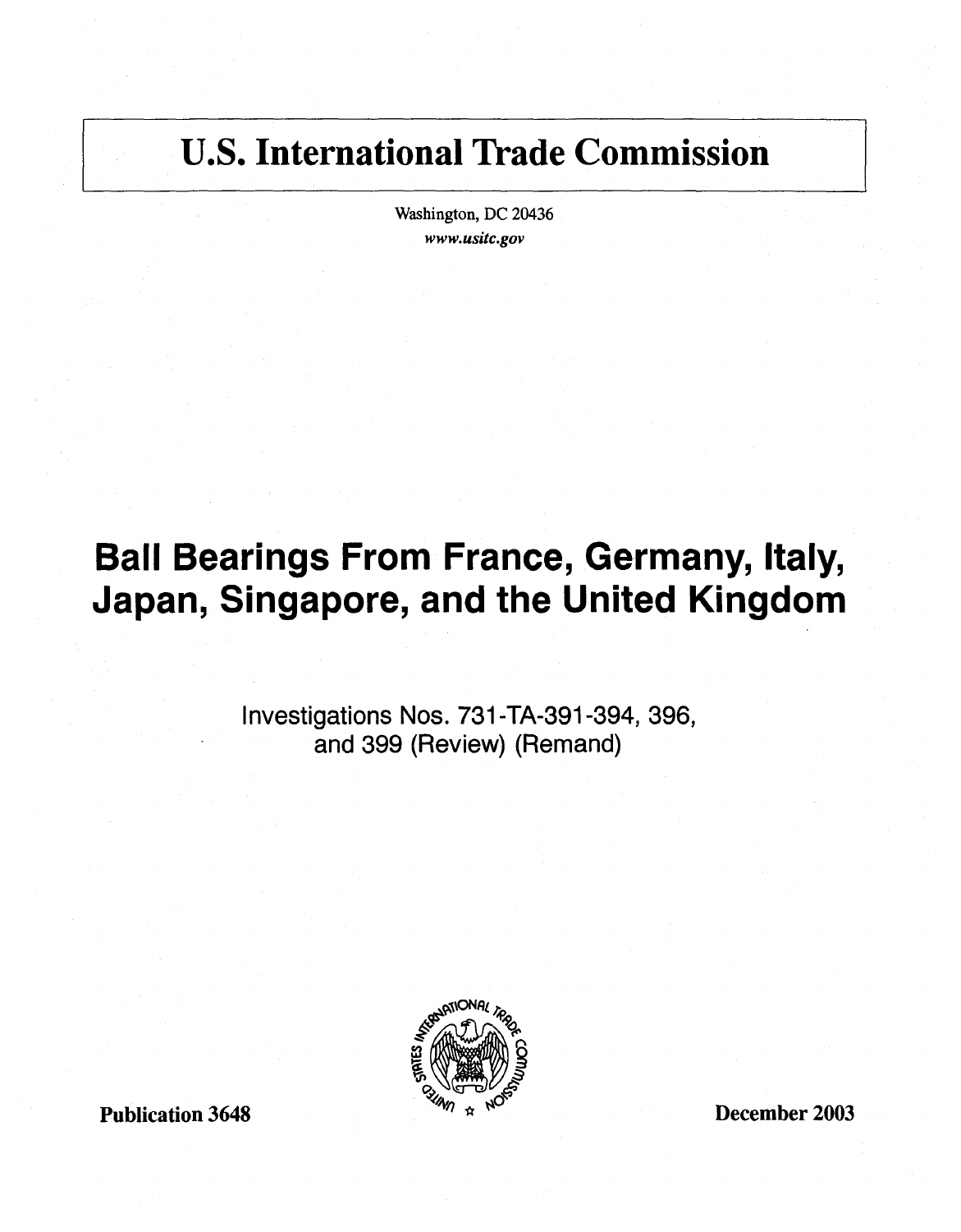# U.S. International Trade Commission

Washington, DC 20436

*www.usitc.gov*

# Ball Bearings From France, Germany, Italy, Japan, Singapore, and the United Kingdom

Investigations Nos. 731-TA-391-394, 396, and 399 (Review) (Remand)

**Publication 3648**

**December 2003**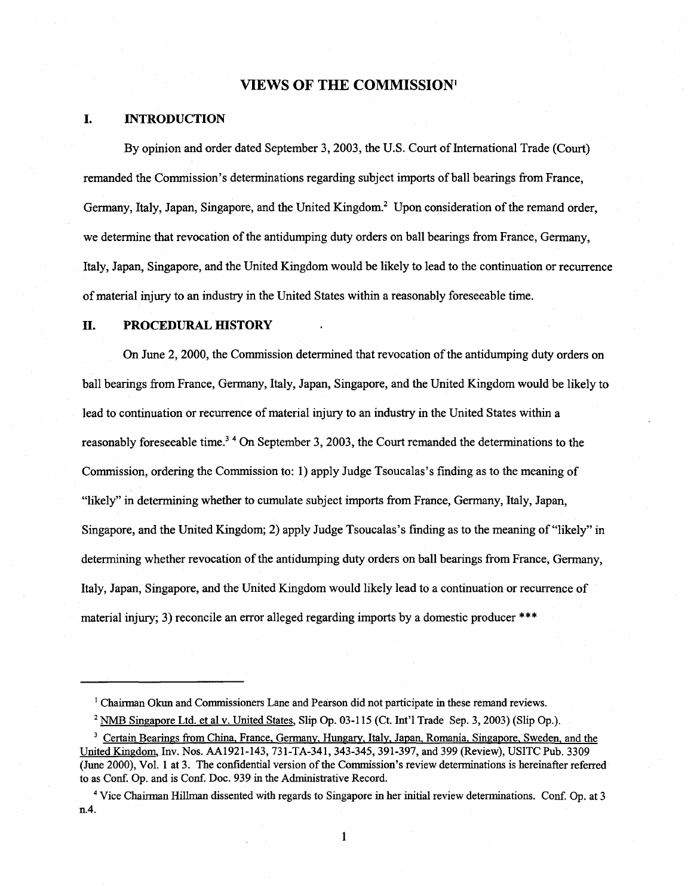# VIEWS OF THE COMMISSION[1]

## I. INTRODUCTION

By opinion and order dated September 3, 2003, the U.S. Court of International Trade (Court) remanded the Commission's determinations regarding subject imports of ball bearings from France, Germany, Italy, Japan, Singapore, and the United Kingdom.[2] Upon consideration of the remand order, we determine that revocation of the antidumping duty orders on ball bearings from France, Germany, Italy, Japan, Singapore, and the United Kingdom would be likely to lead to the continuation or recurrence of material injury to an industry in the United States within a reasonably foreseeable time.

## II. PROCEDURAL HISTORY

On June 2, 2000, the Commission determined that revocation of the antidumping duty orders on ball bearings from France, Germany, Italy, Japan, Singapore, and the United Kingdom would be likely to lead to continuation or recurrence of material injury to an industry in the United States within a reasonably foreseeable time.[3] [4] On September 3, 2003, the Court remanded the determinations to the Commission, ordering the Commission to: 1) apply Judge Tsoucalas's finding as to the meaning of "likely" in determining whether to cumulate subject imports from France, Germany, Italy, Japan, Singapore, and the United Kingdom; 2) apply Judge Tsoucalas's finding as to the meaning of "likely" in determining whether revocation of the antidumping duty orders on ball bearings from France, Germany, Italy, Japan, Singapore, and the United Kingdom would likely lead to a continuation or recurrence of material injury; 3) reconcile an error alleged regarding imports by a domestic producer ***

---

[1] Chairman Okun and Commissioners Lane and Pearson did not participate in these remand reviews.

[2] NMB Singapore Ltd. et al v. United States, Slip Op. 03-115 (Ct. Int'l Trade Sep. 3, 2003) (Slip Op.).

[3] Certain Bearings from China, France, Germany, Hungary, Italy, Japan, Romania, Singapore, Sweden, and the United Kingdom, Inv. Nos. AA1921-143, 731-TA-341, 343-345, 391-397, and 399 (Review), USITC Pub. 3309 (June 2000), Vol. 1 at 3. The confidential version of the Commission's review determinations is hereinafter referred to as Conf. Op. and is Conf. Doc. 939 in the Administrative Record.

[4] Vice Chairman Hillman dissented with regards to Singapore in her initial review determinations. Conf. Op. at 3 n.4.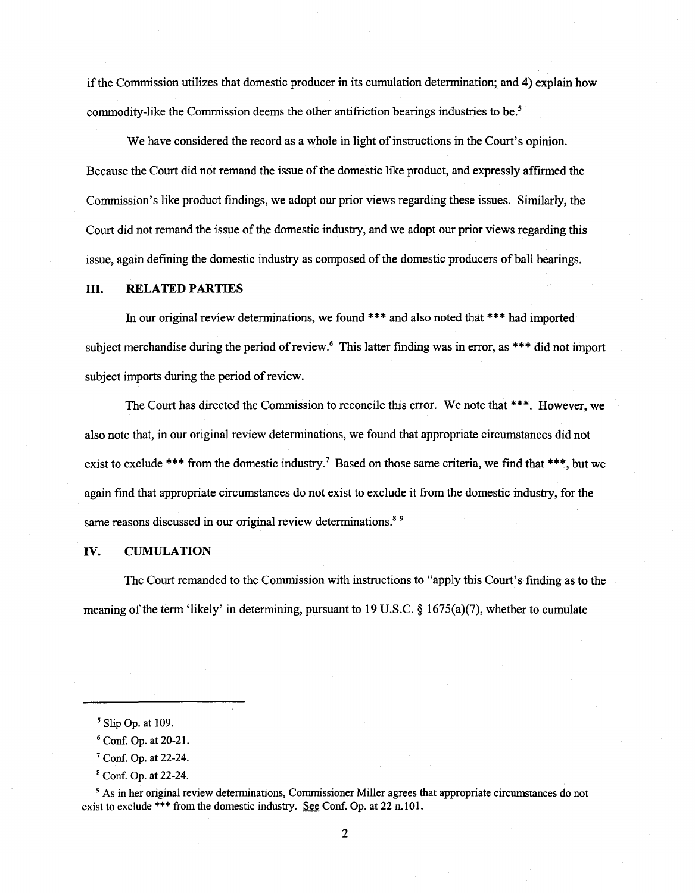if the Commission utilizes that domestic producer in its cumulation determination; and 4) explain how commodity-like the Commission deems the other antifriction bearings industries to be.[5]

We have considered the record as a whole in light of instructions in the Court's opinion. Because the Court did not remand the issue of the domestic like product, and expressly affirmed the Commission's like product findings, we adopt our prior views regarding these issues. Similarly, the Court did not remand the issue of the domestic industry, and we adopt our prior views regarding this issue, again defining the domestic industry as composed of the domestic producers of ball bearings.

## III. RELATED PARTIES

In our original review determinations, we found *** and also noted that *** had imported subject merchandise during the period of review.[6] This latter finding was in error, as *** did not import subject imports during the period of review.

The Court has directed the Commission to reconcile this error. We note that ***. However, we also note that, in our original review determinations, we found that appropriate circumstances did not exist to exclude *** from the domestic industry.[7] Based on those same criteria, we find that ***, but we again find that appropriate circumstances do not exist to exclude it from the domestic industry, for the same reasons discussed in our original review determinations.[8] [9]

## IV. CUMULATION

The Court remanded to the Commission with instructions to "apply this Court's finding as to the meaning of the term 'likely' in determining, pursuant to 19 U.S.C. § 1675(a)(7), whether to cumulate

---

[5] Slip Op. at 109.

[6] Conf. Op. at 20-21.

[7] Conf. Op. at 22-24.

[8] Conf. Op. at 22-24.

[9] As in her original review determinations, Commissioner Miller agrees that appropriate circumstances do not exist to exclude *** from the domestic industry. See Conf. Op. at 22 n.101.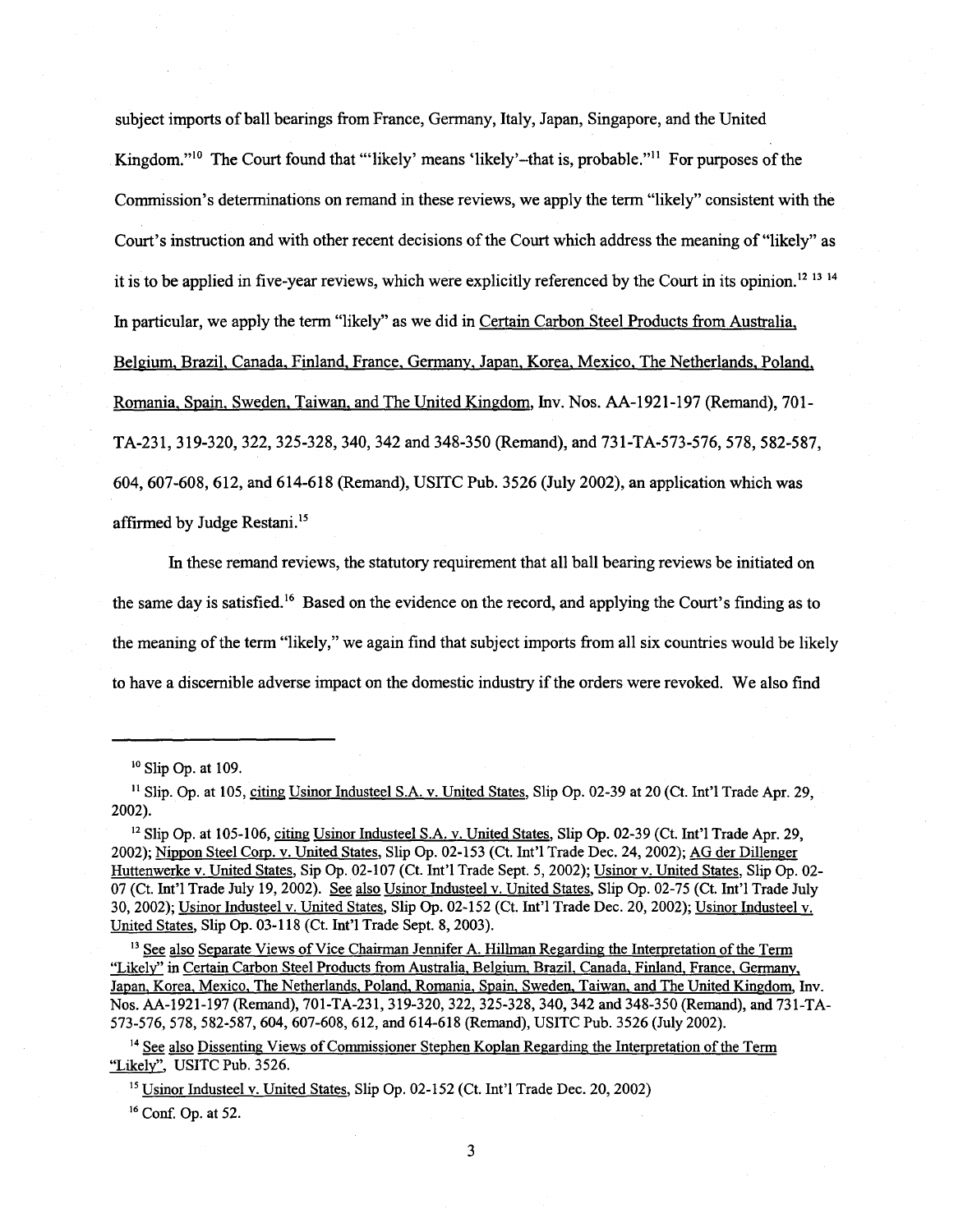subject imports of ball bearings from France, Germany, Italy, Japan, Singapore, and the United Kingdom."[10] The Court found that "'likely' means 'likely'–that is, probable."[11] For purposes of the Commission's determinations on remand in these reviews, we apply the term "likely" consistent with the Court's instruction and with other recent decisions of the Court which address the meaning of "likely" as it is to be applied in five-year reviews, which were explicitly referenced by the Court in its opinion.[12] [13] [14] In particular, we apply the term "likely" as we did in Certain Carbon Steel Products from Australia, Belgium, Brazil, Canada, Finland, France, Germany, Japan, Korea, Mexico, The Netherlands, Poland, Romania, Spain, Sweden, Taiwan, and The United Kingdom, Inv. Nos. AA-1921-197 (Remand), 701-TA-231, 319-320, 322, 325-328, 340, 342 and 348-350 (Remand), and 731-TA-573-576, 578, 582-587, 604, 607-608, 612, and 614-618 (Remand), USITC Pub. 3526 (July 2002), an application which was affirmed by Judge Restani.[15]

In these remand reviews, the statutory requirement that all ball bearing reviews be initiated on the same day is satisfied.[16] Based on the evidence on the record, and applying the Court's finding as to the meaning of the term "likely," we again find that subject imports from all six countries would be likely to have a discernible adverse impact on the domestic industry if the orders were revoked. We also find

---

[10] Slip Op. at 109.

[11] Slip. Op. at 105, citing Usinor Industeel S.A. v. United States, Slip Op. 02-39 at 20 (Ct. Int'l Trade Apr. 29, 2002).

[12] Slip Op. at 105-106, citing Usinor Industeel S.A. v. United States, Slip Op. 02-39 (Ct. Int'l Trade Apr. 29, 2002); Nippon Steel Corp. v. United States, Slip Op. 02-153 (Ct. Int'l Trade Dec. 24, 2002); AG der Dillenger Huttenwerke v. United States, Sip Op. 02-107 (Ct. Int'l Trade Sept. 5, 2002); Usinor v. United States, Slip Op. 02-07 (Ct. Int'l Trade July 19, 2002). See also Usinor Industeel v. United States, Slip Op. 02-75 (Ct. Int'l Trade July 30, 2002); Usinor Industeel v. United States, Slip Op. 02-152 (Ct. Int'l Trade Dec. 20, 2002); Usinor Industeel v. United States, Slip Op. 03-118 (Ct. Int'l Trade Sept. 8, 2003).

[13] See also Separate Views of Vice Chairman Jennifer A. Hillman Regarding the Interpretation of the Term "Likely" in Certain Carbon Steel Products from Australia, Belgium, Brazil, Canada, Finland, France, Germany, Japan, Korea, Mexico, The Netherlands, Poland, Romania, Spain, Sweden, Taiwan, and The United Kingdom, Inv. Nos. AA-1921-197 (Remand), 701-TA-231, 319-320, 322, 325-328, 340, 342 and 348-350 (Remand), and 731-TA-573-576, 578, 582-587, 604, 607-608, 612, and 614-618 (Remand), USITC Pub. 3526 (July 2002).

[14] See also Dissenting Views of Commissioner Stephen Koplan Regarding the Interpretation of the Term "Likely", USITC Pub. 3526.

[15] Usinor Industeel v. United States, Slip Op. 02-152 (Ct. Int'l Trade Dec. 20, 2002)

[16] Conf. Op. at 52.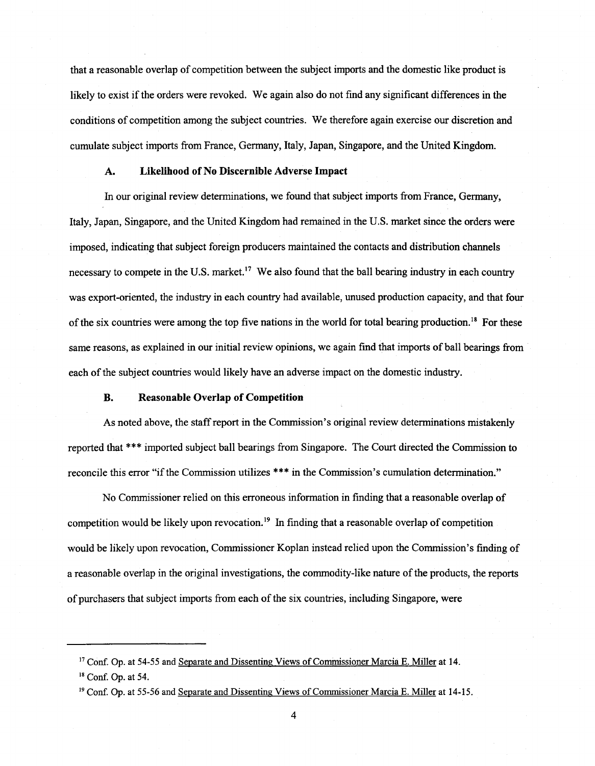that a reasonable overlap of competition between the subject imports and the domestic like product is likely to exist if the orders were revoked. We again also do not find any significant differences in the conditions of competition among the subject countries. We therefore again exercise our discretion and cumulate subject imports from France, Germany, Italy, Japan, Singapore, and the United Kingdom.

### A. Likelihood of No Discernible Adverse Impact

In our original review determinations, we found that subject imports from France, Germany, Italy, Japan, Singapore, and the United Kingdom had remained in the U.S. market since the orders were imposed, indicating that subject foreign producers maintained the contacts and distribution channels necessary to compete in the U.S. market.[17] We also found that the ball bearing industry in each country was export-oriented, the industry in each country had available, unused production capacity, and that four of the six countries were among the top five nations in the world for total bearing production.[18] For these same reasons, as explained in our initial review opinions, we again find that imports of ball bearings from each of the subject countries would likely have an adverse impact on the domestic industry.

### B. Reasonable Overlap of Competition

As noted above, the staff report in the Commission's original review determinations mistakenly reported that *** imported subject ball bearings from Singapore. The Court directed the Commission to reconcile this error "if the Commission utilizes *** in the Commission's cumulation determination."

No Commissioner relied on this erroneous information in finding that a reasonable overlap of competition would be likely upon revocation.[19] In finding that a reasonable overlap of competition would be likely upon revocation, Commissioner Koplan instead relied upon the Commission's finding of a reasonable overlap in the original investigations, the commodity-like nature of the products, the reports of purchasers that subject imports from each of the six countries, including Singapore, were

---

[17] Conf. Op. at 54-55 and Separate and Dissenting Views of Commissioner Marcia E. Miller at 14.

[18] Conf. Op. at 54.

[19] Conf. Op. at 55-56 and Separate and Dissenting Views of Commissioner Marcia E. Miller at 14-15.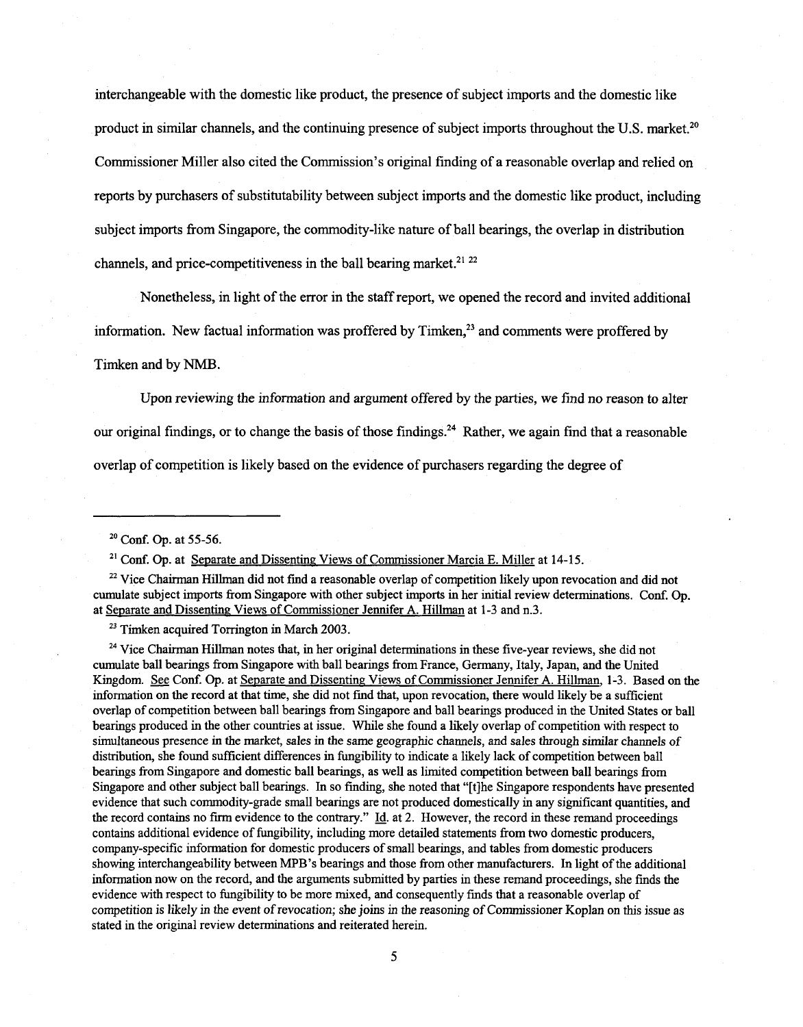interchangeable with the domestic like product, the presence of subject imports and the domestic like product in similar channels, and the continuing presence of subject imports throughout the U.S. market.[20] Commissioner Miller also cited the Commission's original finding of a reasonable overlap and relied on reports by purchasers of substitutability between subject imports and the domestic like product, including subject imports from Singapore, the commodity-like nature of ball bearings, the overlap in distribution channels, and price-competitiveness in the ball bearing market.[21] [22]

Nonetheless, in light of the error in the staff report, we opened the record and invited additional information. New factual information was proffered by Timken,[23] and comments were proffered by Timken and by NMB.

Upon reviewing the information and argument offered by the parties, we find no reason to alter our original findings, or to change the basis of those findings.[24] Rather, we again find that a reasonable overlap of competition is likely based on the evidence of purchasers regarding the degree of

---

[20] Conf. Op. at 55-56.

[21] Conf. Op. at Separate and Dissenting Views of Commissioner Marcia E. Miller at 14-15.

[22] Vice Chairman Hillman did not find a reasonable overlap of competition likely upon revocation and did not cumulate subject imports from Singapore with other subject imports in her initial review determinations. Conf. Op. at Separate and Dissenting Views of Commissioner Jennifer A. Hillman at 1-3 and n.3.

[23] Timken acquired Torrington in March 2003.

[24] Vice Chairman Hillman notes that, in her original determinations in these five-year reviews, she did not cumulate ball bearings from Singapore with ball bearings from France, Germany, Italy, Japan, and the United Kingdom. See Conf. Op. at Separate and Dissenting Views of Commissioner Jennifer A. Hillman, 1-3. Based on the information on the record at that time, she did not find that, upon revocation, there would likely be a sufficient overlap of competition between ball bearings from Singapore and ball bearings produced in the United States or ball bearings produced in the other countries at issue. While she found a likely overlap of competition with respect to simultaneous presence in the market, sales in the same geographic channels, and sales through similar channels of distribution, she found sufficient differences in fungibility to indicate a likely lack of competition between ball bearings from Singapore and domestic ball bearings, as well as limited competition between ball bearings from Singapore and other subject ball bearings. In so finding, she noted that "[t]he Singapore respondents have presented evidence that such commodity-grade small bearings are not produced domestically in any significant quantities, and the record contains no firm evidence to the contrary." Id. at 2. However, the record in these remand proceedings contains additional evidence of fungibility, including more detailed statements from two domestic producers, company-specific information for domestic producers of small bearings, and tables from domestic producers showing interchangeability between MPB's bearings and those from other manufacturers. In light of the additional information now on the record, and the arguments submitted by parties in these remand proceedings, she finds the evidence with respect to fungibility to be more mixed, and consequently finds that a reasonable overlap of competition is likely in the event of revocation; she joins in the reasoning of Commissioner Koplan on this issue as stated in the original review determinations and reiterated herein.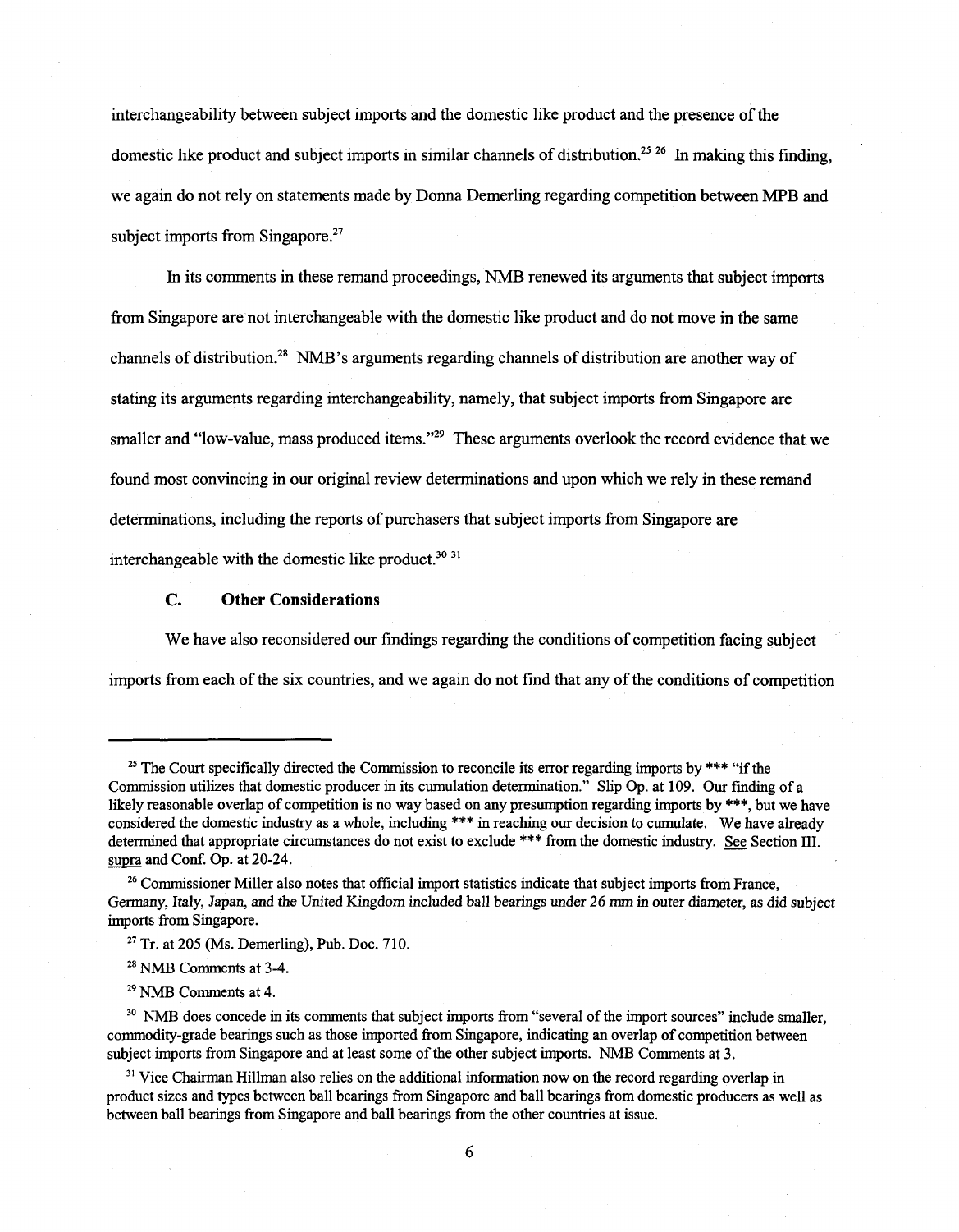interchangeability between subject imports and the domestic like product and the presence of the domestic like product and subject imports in similar channels of distribution.[25] [26] In making this finding, we again do not rely on statements made by Donna Demerling regarding competition between MPB and subject imports from Singapore.[27]

In its comments in these remand proceedings, NMB renewed its arguments that subject imports from Singapore are not interchangeable with the domestic like product and do not move in the same channels of distribution.[28] NMB's arguments regarding channels of distribution are another way of stating its arguments regarding interchangeability, namely, that subject imports from Singapore are smaller and "low-value, mass produced items."[29] These arguments overlook the record evidence that we found most convincing in our original review determinations and upon which we rely in these remand determinations, including the reports of purchasers that subject imports from Singapore are interchangeable with the domestic like product.[30] [31]

### C. Other Considerations

We have also reconsidered our findings regarding the conditions of competition facing subject imports from each of the six countries, and we again do not find that any of the conditions of competition

---

[25] The Court specifically directed the Commission to reconcile its error regarding imports by *** "if the Commission utilizes that domestic producer in its cumulation determination." Slip Op. at 109. Our finding of a likely reasonable overlap of competition is no way based on any presumption regarding imports by ***, but we have considered the domestic industry as a whole, including *** in reaching our decision to cumulate. We have already determined that appropriate circumstances do not exist to exclude *** from the domestic industry. See Section III. supra and Conf. Op. at 20-24.

[26] Commissioner Miller also notes that official import statistics indicate that subject imports from France, Germany, Italy, Japan, and the United Kingdom included ball bearings under 26 mm in outer diameter, as did subject imports from Singapore.

[27] Tr. at 205 (Ms. Demerling), Pub. Doc. 710.

[28] NMB Comments at 3-4.

[29] NMB Comments at 4.

[30] NMB does concede in its comments that subject imports from "several of the import sources" include smaller, commodity-grade bearings such as those imported from Singapore, indicating an overlap of competition between subject imports from Singapore and at least some of the other subject imports. NMB Comments at 3.

[31] Vice Chairman Hillman also relies on the additional information now on the record regarding overlap in product sizes and types between ball bearings from Singapore and ball bearings from domestic producers as well as between ball bearings from Singapore and ball bearings from the other countries at issue.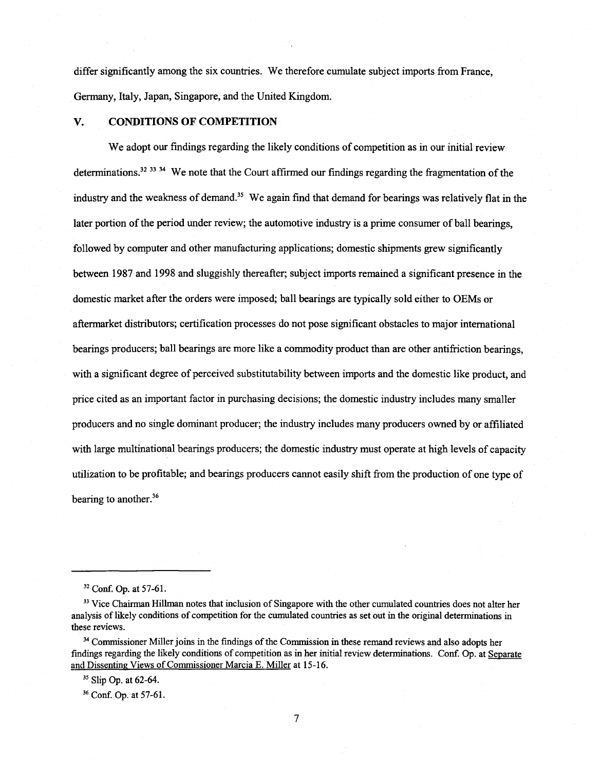differ significantly among the six countries. We therefore cumulate subject imports from France, Germany, Italy, Japan, Singapore, and the United Kingdom.

## V. CONDITIONS OF COMPETITION

We adopt our findings regarding the likely conditions of competition as in our initial review determinations.[32] [33] [34] We note that the Court affirmed our findings regarding the fragmentation of the industry and the weakness of demand.[35] We again find that demand for bearings was relatively flat in the later portion of the period under review; the automotive industry is a prime consumer of ball bearings, followed by computer and other manufacturing applications; domestic shipments grew significantly between 1987 and 1998 and sluggishly thereafter; subject imports remained a significant presence in the domestic market after the orders were imposed; ball bearings are typically sold either to OEMs or aftermarket distributors; certification processes do not pose significant obstacles to major international bearings producers; ball bearings are more like a commodity product than are other antifriction bearings, with a significant degree of perceived substitutability between imports and the domestic like product, and price cited as an important factor in purchasing decisions; the domestic industry includes many smaller producers and no single dominant producer; the industry includes many producers owned by or affiliated with large multinational bearings producers; the domestic industry must operate at high levels of capacity utilization to be profitable; and bearings producers cannot easily shift from the production of one type of bearing to another.[36]

---

[32] Conf. Op. at 57-61.

[33] Vice Chairman Hillman notes that inclusion of Singapore with the other cumulated countries does not alter her analysis of likely conditions of competition for the cumulated countries as set out in the original determinations in these reviews.

[34] Commissioner Miller joins in the findings of the Commission in these remand reviews and also adopts her findings regarding the likely conditions of competition as in her initial review determinations. Conf. Op. at Separate and Dissenting Views of Commissioner Marcia E. Miller at 15-16.

[35] Slip Op. at 62-64.

[36] Conf. Op. at 57-61.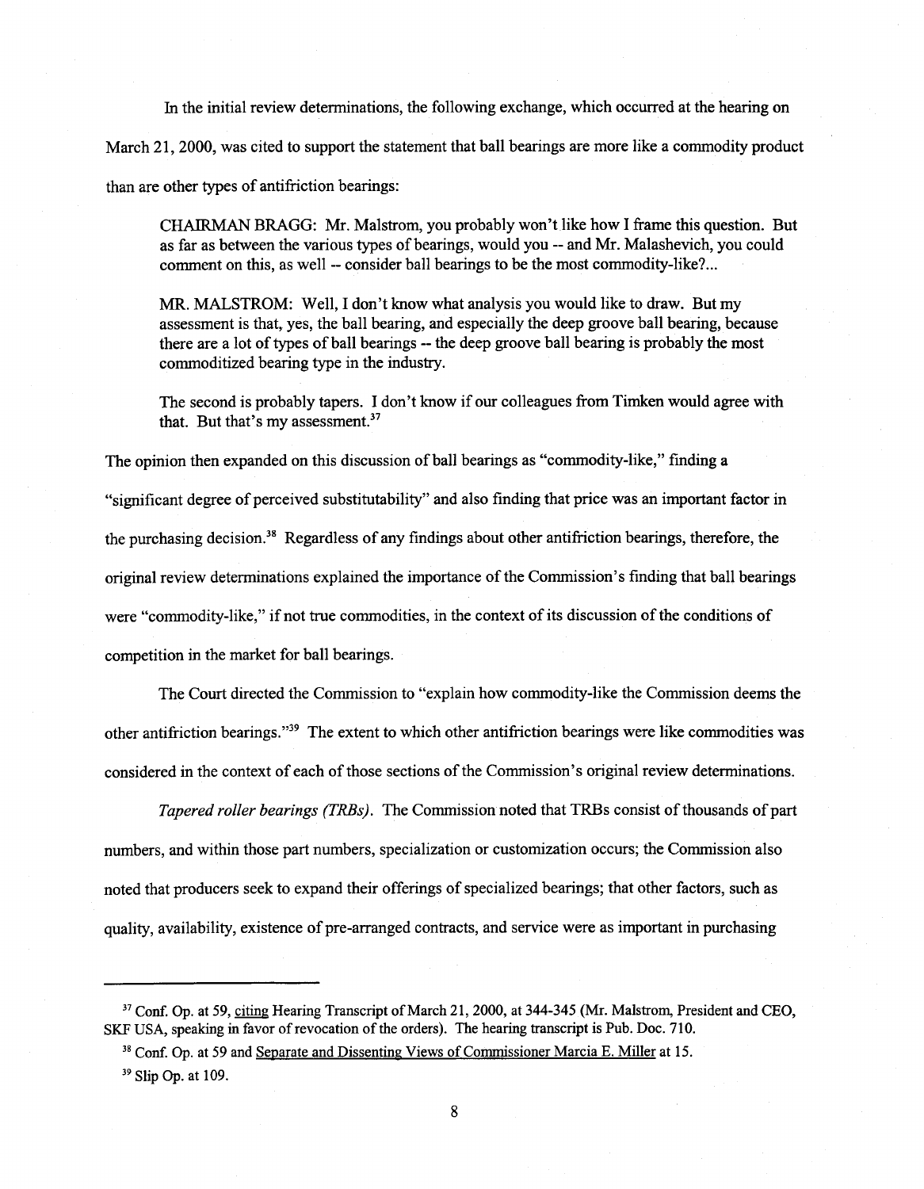In the initial review determinations, the following exchange, which occurred at the hearing on March 21, 2000, was cited to support the statement that ball bearings are more like a commodity product than are other types of antifriction bearings:

> CHAIRMAN BRAGG: Mr. Malstrom, you probably won't like how I frame this question. But as far as between the various types of bearings, would you -- and Mr. Malashevich, you could comment on this, as well -- consider ball bearings to be the most commodity-like?...
>
> MR. MALSTROM: Well, I don't know what analysis you would like to draw. But my assessment is that, yes, the ball bearing, and especially the deep groove ball bearing, because there are a lot of types of ball bearings -- the deep groove ball bearing is probably the most commoditized bearing type in the industry.
>
> The second is probably tapers. I don't know if our colleagues from Timken would agree with that. But that's my assessment.[37]

The opinion then expanded on this discussion of ball bearings as "commodity-like," finding a "significant degree of perceived substitutability" and also finding that price was an important factor in the purchasing decision.[38] Regardless of any findings about other antifriction bearings, therefore, the original review determinations explained the importance of the Commission's finding that ball bearings were "commodity-like," if not true commodities, in the context of its discussion of the conditions of competition in the market for ball bearings.

The Court directed the Commission to "explain how commodity-like the Commission deems the other antifriction bearings."[39] The extent to which other antifriction bearings were like commodities was considered in the context of each of those sections of the Commission's original review determinations.

*Tapered roller bearings (TRBs).* The Commission noted that TRBs consist of thousands of part numbers, and within those part numbers, specialization or customization occurs; the Commission also noted that producers seek to expand their offerings of specialized bearings; that other factors, such as quality, availability, existence of pre-arranged contracts, and service were as important in purchasing

---

[37] Conf. Op. at 59, citing Hearing Transcript of March 21, 2000, at 344-345 (Mr. Malstrom, President and CEO, SKF USA, speaking in favor of revocation of the orders). The hearing transcript is Pub. Doc. 710.

[38] Conf. Op. at 59 and Separate and Dissenting Views of Commissioner Marcia E. Miller at 15.

[39] Slip Op. at 109.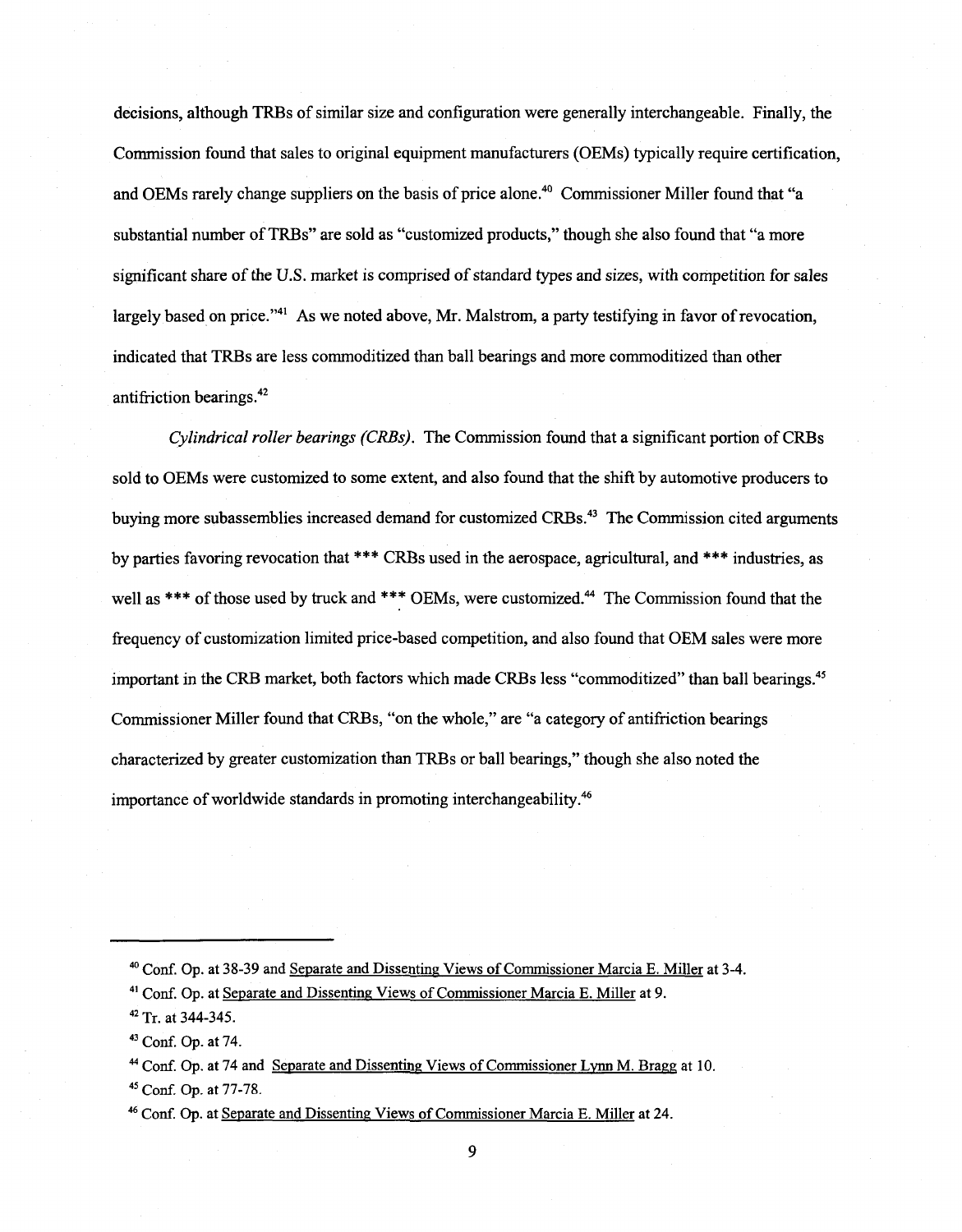decisions, although TRBs of similar size and configuration were generally interchangeable. Finally, the Commission found that sales to original equipment manufacturers (OEMs) typically require certification, and OEMs rarely change suppliers on the basis of price alone.[40] Commissioner Miller found that "a substantial number of TRBs" are sold as "customized products," though she also found that "a more significant share of the U.S. market is comprised of standard types and sizes, with competition for sales largely based on price."[41] As we noted above, Mr. Malstrom, a party testifying in favor of revocation, indicated that TRBs are less commoditized than ball bearings and more commoditized than other antifriction bearings.[42]

*Cylindrical roller bearings (CRBs).* The Commission found that a significant portion of CRBs sold to OEMs were customized to some extent, and also found that the shift by automotive producers to buying more subassemblies increased demand for customized CRBs.[43] The Commission cited arguments by parties favoring revocation that *** CRBs used in the aerospace, agricultural, and *** industries, as well as *** of those used by truck and *** OEMs, were customized.[44] The Commission found that the frequency of customization limited price-based competition, and also found that OEM sales were more important in the CRB market, both factors which made CRBs less "commoditized" than ball bearings.[45] Commissioner Miller found that CRBs, "on the whole," are "a category of antifriction bearings characterized by greater customization than TRBs or ball bearings," though she also noted the importance of worldwide standards in promoting interchangeability.[46]

---

[40] Conf. Op. at 38-39 and Separate and Dissenting Views of Commissioner Marcia E. Miller at 3-4.

[41] Conf. Op. at Separate and Dissenting Views of Commissioner Marcia E. Miller at 9.

[42] Tr. at 344-345.

[43] Conf. Op. at 74.

[44] Conf. Op. at 74 and Separate and Dissenting Views of Commissioner Lynn M. Bragg at 10.

[45] Conf. Op. at 77-78.

[46] Conf. Op. at Separate and Dissenting Views of Commissioner Marcia E. Miller at 24.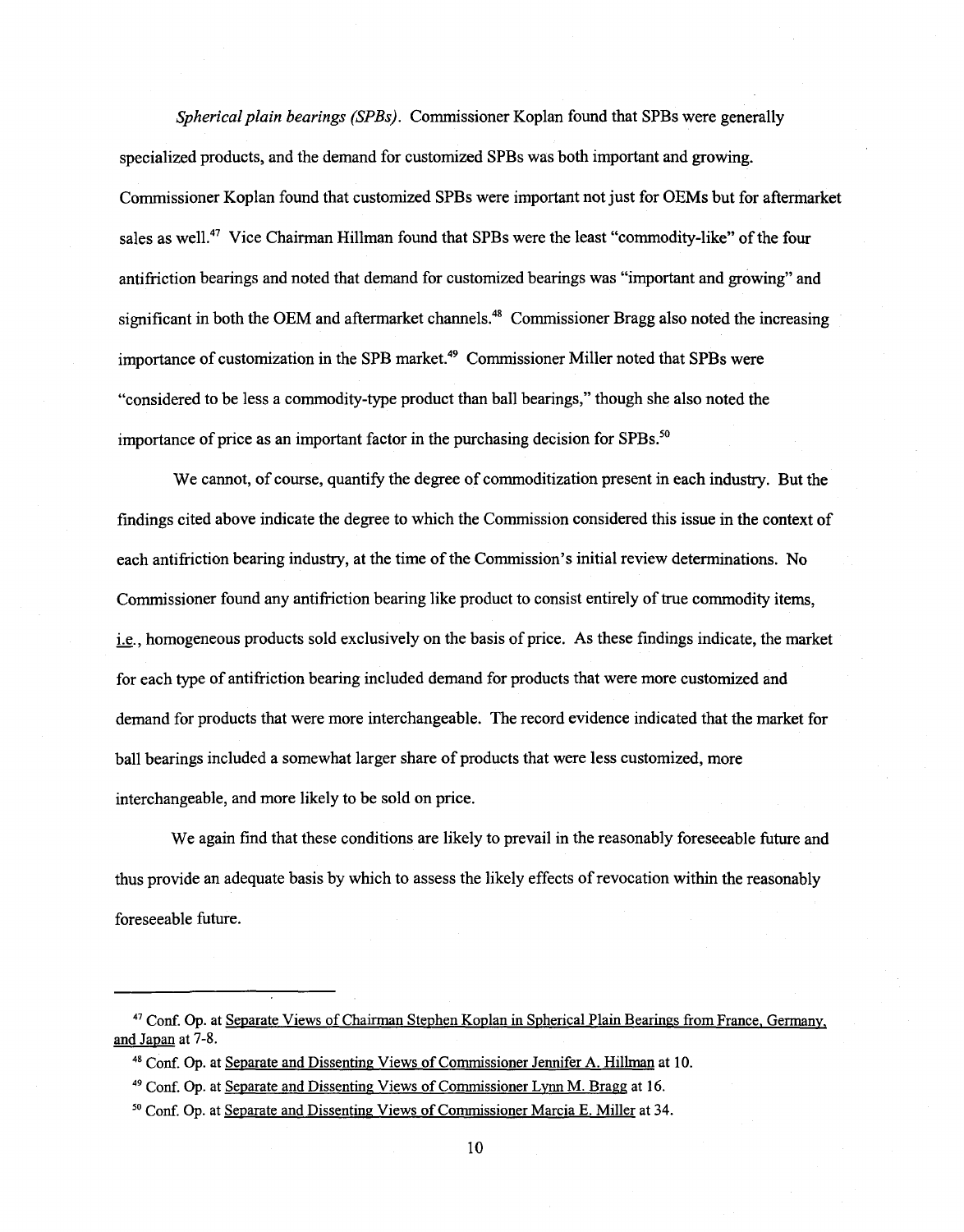*Spherical plain bearings (SPBs).* Commissioner Koplan found that SPBs were generally specialized products, and the demand for customized SPBs was both important and growing. Commissioner Koplan found that customized SPBs were important not just for OEMs but for aftermarket sales as well.[47] Vice Chairman Hillman found that SPBs were the least "commodity-like" of the four antifriction bearings and noted that demand for customized bearings was "important and growing" and significant in both the OEM and aftermarket channels.[48] Commissioner Bragg also noted the increasing importance of customization in the SPB market.[49] Commissioner Miller noted that SPBs were "considered to be less a commodity-type product than ball bearings," though she also noted the importance of price as an important factor in the purchasing decision for SPBs.[50]

We cannot, of course, quantify the degree of commoditization present in each industry. But the findings cited above indicate the degree to which the Commission considered this issue in the context of each antifriction bearing industry, at the time of the Commission's initial review determinations. No Commissioner found any antifriction bearing like product to consist entirely of true commodity items, i.e., homogeneous products sold exclusively on the basis of price. As these findings indicate, the market for each type of antifriction bearing included demand for products that were more customized and demand for products that were more interchangeable. The record evidence indicated that the market for ball bearings included a somewhat larger share of products that were less customized, more interchangeable, and more likely to be sold on price.

We again find that these conditions are likely to prevail in the reasonably foreseeable future and thus provide an adequate basis by which to assess the likely effects of revocation within the reasonably foreseeable future.

---

[47] Conf. Op. at Separate Views of Chairman Stephen Koplan in Spherical Plain Bearings from France, Germany, and Japan at 7-8.

[48] Conf. Op. at Separate and Dissenting Views of Commissioner Jennifer A. Hillman at 10.

[49] Conf. Op. at Separate and Dissenting Views of Commissioner Lynn M. Bragg at 16.

[50] Conf. Op. at Separate and Dissenting Views of Commissioner Marcia E. Miller at 34.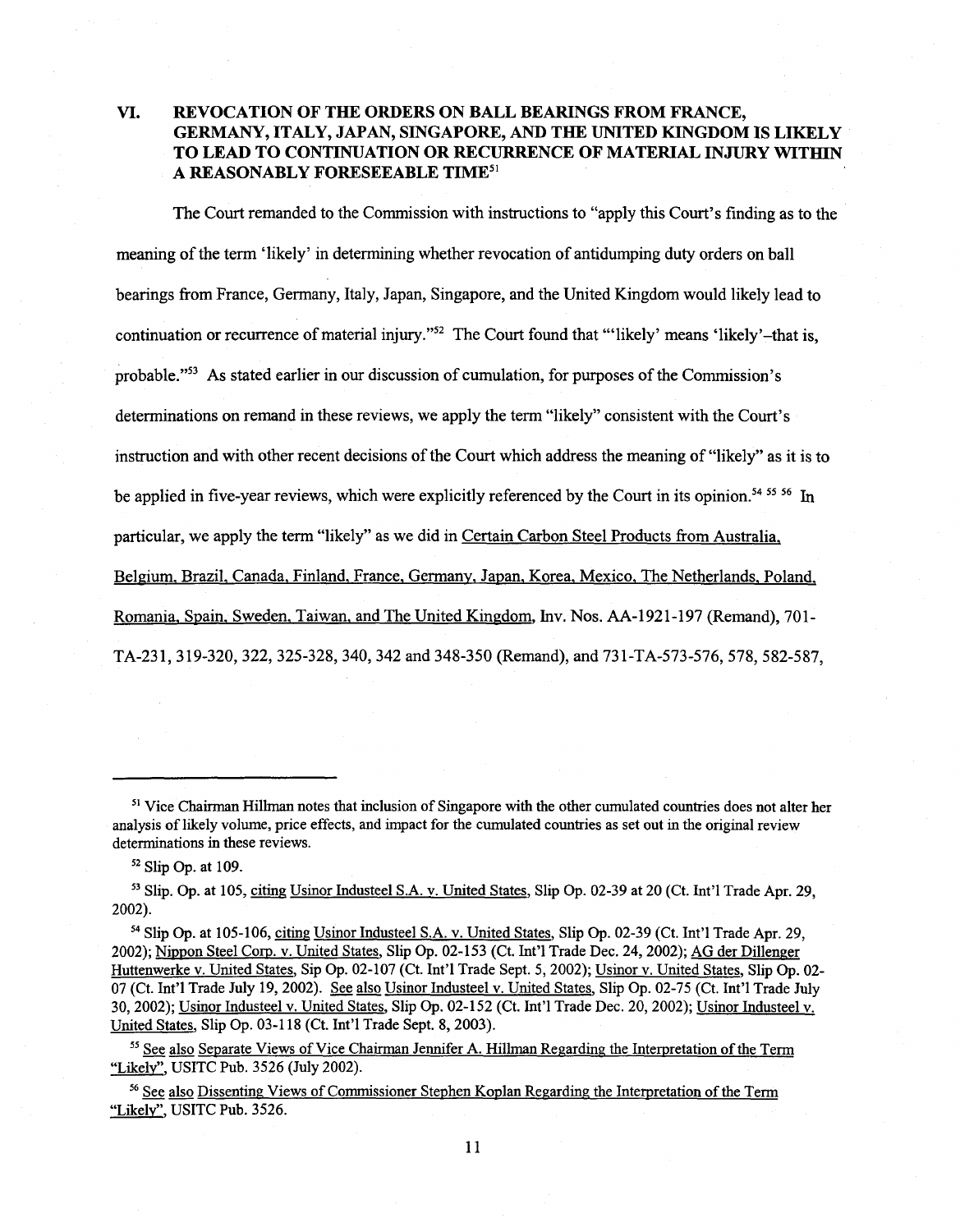## VI. REVOCATION OF THE ORDERS ON BALL BEARINGS FROM FRANCE, GERMANY, ITALY, JAPAN, SINGAPORE, AND THE UNITED KINGDOM IS LIKELY TO LEAD TO CONTINUATION OR RECURRENCE OF MATERIAL INJURY WITHIN A REASONABLY FORESEEABLE TIME[51]

The Court remanded to the Commission with instructions to "apply this Court's finding as to the meaning of the term 'likely' in determining whether revocation of antidumping duty orders on ball bearings from France, Germany, Italy, Japan, Singapore, and the United Kingdom would likely lead to continuation or recurrence of material injury."[52] The Court found that "'likely' means 'likely'–that is, probable."[53] As stated earlier in our discussion of cumulation, for purposes of the Commission's determinations on remand in these reviews, we apply the term "likely" consistent with the Court's instruction and with other recent decisions of the Court which address the meaning of "likely" as it is to be applied in five-year reviews, which were explicitly referenced by the Court in its opinion.[54] [55] [56] In particular, we apply the term "likely" as we did in Certain Carbon Steel Products from Australia, Belgium, Brazil, Canada, Finland, France, Germany, Japan, Korea, Mexico, The Netherlands, Poland, Romania, Spain, Sweden, Taiwan, and The United Kingdom, Inv. Nos. AA-1921-197 (Remand), 701-TA-231, 319-320, 322, 325-328, 340, 342 and 348-350 (Remand), and 731-TA-573-576, 578, 582-587,

---

[51] Vice Chairman Hillman notes that inclusion of Singapore with the other cumulated countries does not alter her analysis of likely volume, price effects, and impact for the cumulated countries as set out in the original review determinations in these reviews.

[52] Slip Op. at 109.

[53] Slip. Op. at 105, citing Usinor Industeel S.A. v. United States, Slip Op. 02-39 at 20 (Ct. Int'l Trade Apr. 29, 2002).

[54] Slip Op. at 105-106, citing Usinor Industeel S.A. v. United States, Slip Op. 02-39 (Ct. Int'l Trade Apr. 29, 2002); Nippon Steel Corp. v. United States, Slip Op. 02-153 (Ct. Int'l Trade Dec. 24, 2002); AG der Dillenger Huttenwerke v. United States, Sip Op. 02-107 (Ct. Int'l Trade Sept. 5, 2002); Usinor v. United States, Slip Op. 02-07 (Ct. Int'l Trade July 19, 2002). See also Usinor Industeel v. United States, Slip Op. 02-75 (Ct. Int'l Trade July 30, 2002); Usinor Industeel v. United States, Slip Op. 02-152 (Ct. Int'l Trade Dec. 20, 2002); Usinor Industeel v. United States, Slip Op. 03-118 (Ct. Int'l Trade Sept. 8, 2003).

[55] See also Separate Views of Vice Chairman Jennifer A. Hillman Regarding the Interpretation of the Term "Likely", USITC Pub. 3526 (July 2002).

[56] See also Dissenting Views of Commissioner Stephen Koplan Regarding the Interpretation of the Term "Likely", USITC Pub. 3526.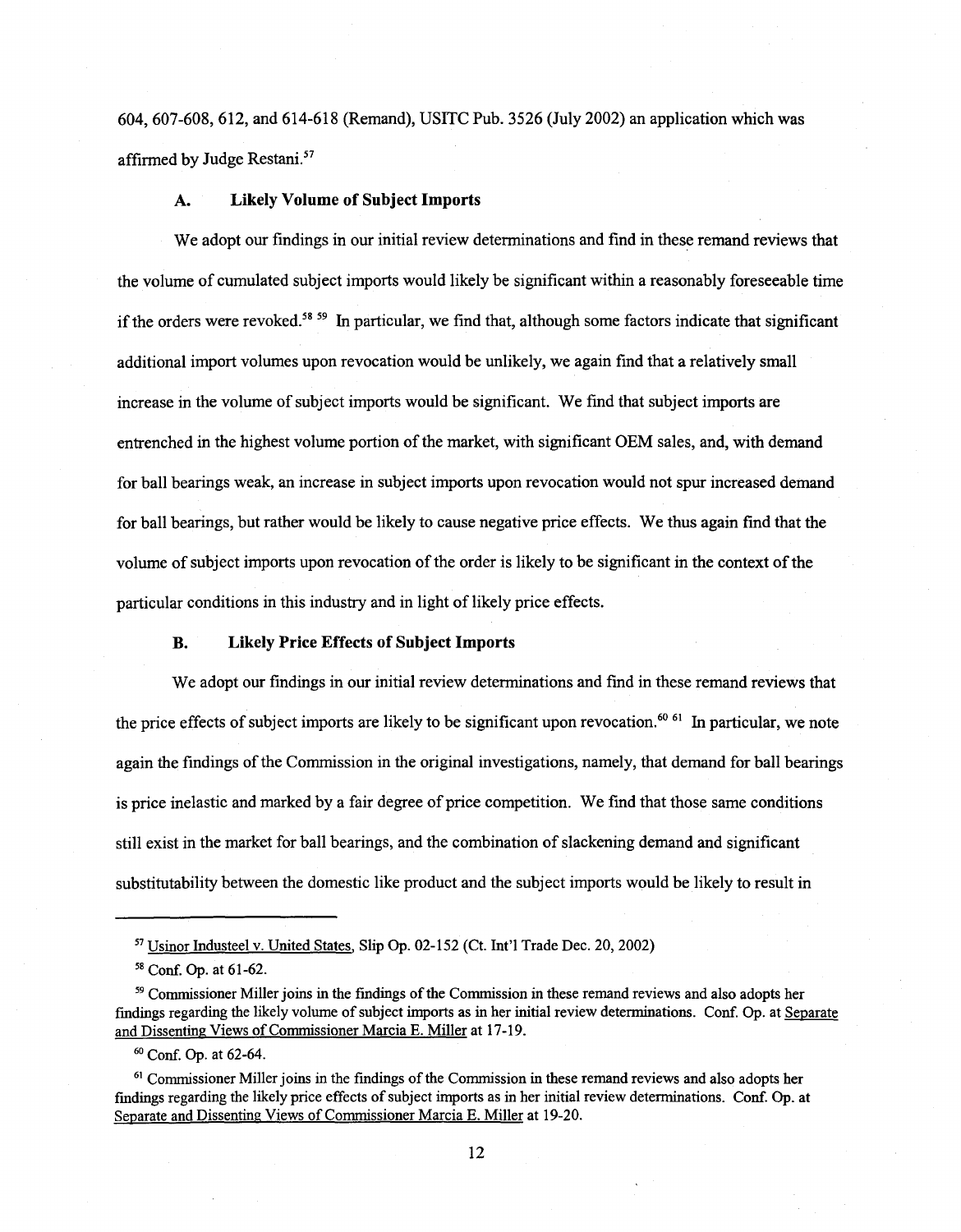604, 607-608, 612, and 614-618 (Remand), USITC Pub. 3526 (July 2002) an application which was affirmed by Judge Restani.[57]

### A. Likely Volume of Subject Imports

We adopt our findings in our initial review determinations and find in these remand reviews that the volume of cumulated subject imports would likely be significant within a reasonably foreseeable time if the orders were revoked.[58] [59] In particular, we find that, although some factors indicate that significant additional import volumes upon revocation would be unlikely, we again find that a relatively small increase in the volume of subject imports would be significant. We find that subject imports are entrenched in the highest volume portion of the market, with significant OEM sales, and, with demand for ball bearings weak, an increase in subject imports upon revocation would not spur increased demand for ball bearings, but rather would be likely to cause negative price effects. We thus again find that the volume of subject imports upon revocation of the order is likely to be significant in the context of the particular conditions in this industry and in light of likely price effects.

### B. Likely Price Effects of Subject Imports

We adopt our findings in our initial review determinations and find in these remand reviews that the price effects of subject imports are likely to be significant upon revocation.[60] [61] In particular, we note again the findings of the Commission in the original investigations, namely, that demand for ball bearings is price inelastic and marked by a fair degree of price competition. We find that those same conditions still exist in the market for ball bearings, and the combination of slackening demand and significant substitutability between the domestic like product and the subject imports would be likely to result in

---

[57] Usinor Industeel v. United States, Slip Op. 02-152 (Ct. Int'l Trade Dec. 20, 2002)

[58] Conf. Op. at 61-62.

[59] Commissioner Miller joins in the findings of the Commission in these remand reviews and also adopts her findings regarding the likely volume of subject imports as in her initial review determinations. Conf. Op. at Separate and Dissenting Views of Commissioner Marcia E. Miller at 17-19.

[60] Conf. Op. at 62-64.

[61] Commissioner Miller joins in the findings of the Commission in these remand reviews and also adopts her findings regarding the likely price effects of subject imports as in her initial review determinations. Conf. Op. at Separate and Dissenting Views of Commissioner Marcia E. Miller at 19-20.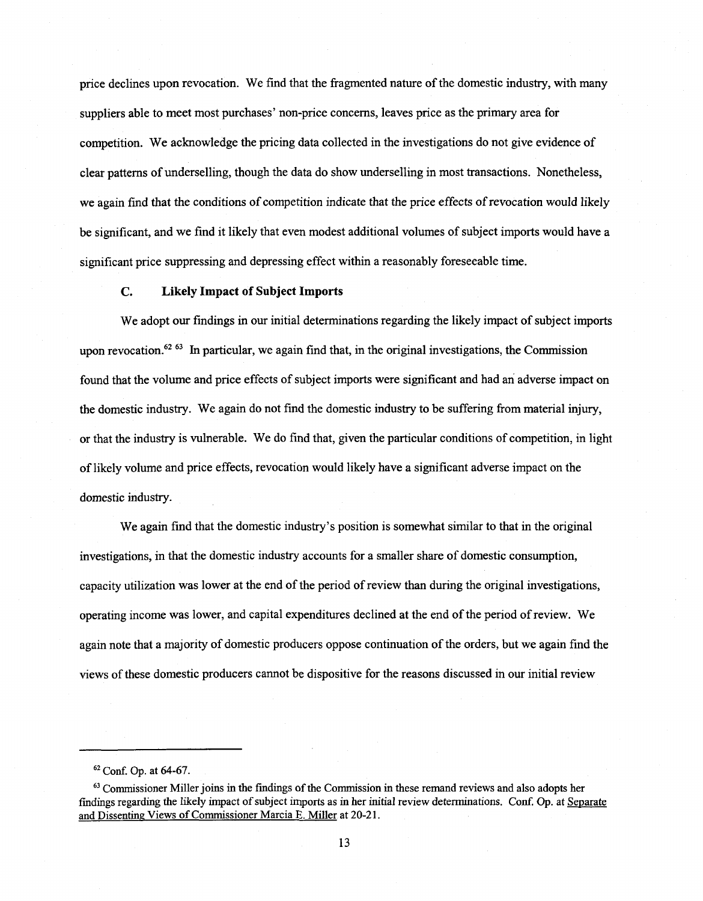price declines upon revocation. We find that the fragmented nature of the domestic industry, with many suppliers able to meet most purchases' non-price concerns, leaves price as the primary area for competition. We acknowledge the pricing data collected in the investigations do not give evidence of clear patterns of underselling, though the data do show underselling in most transactions. Nonetheless, we again find that the conditions of competition indicate that the price effects of revocation would likely be significant, and we find it likely that even modest additional volumes of subject imports would have a significant price suppressing and depressing effect within a reasonably foreseeable time.

### C. Likely Impact of Subject Imports

We adopt our findings in our initial determinations regarding the likely impact of subject imports upon revocation.[62] [63] In particular, we again find that, in the original investigations, the Commission found that the volume and price effects of subject imports were significant and had an adverse impact on the domestic industry. We again do not find the domestic industry to be suffering from material injury, or that the industry is vulnerable. We do find that, given the particular conditions of competition, in light of likely volume and price effects, revocation would likely have a significant adverse impact on the domestic industry.

We again find that the domestic industry's position is somewhat similar to that in the original investigations, in that the domestic industry accounts for a smaller share of domestic consumption, capacity utilization was lower at the end of the period of review than during the original investigations, operating income was lower, and capital expenditures declined at the end of the period of review. We again note that a majority of domestic producers oppose continuation of the orders, but we again find the views of these domestic producers cannot be dispositive for the reasons discussed in our initial review

---

[62] Conf. Op. at 64-67.

[63] Commissioner Miller joins in the findings of the Commission in these remand reviews and also adopts her findings regarding the likely impact of subject imports as in her initial review determinations. Conf. Op. at Separate and Dissenting Views of Commissioner Marcia E. Miller at 20-21.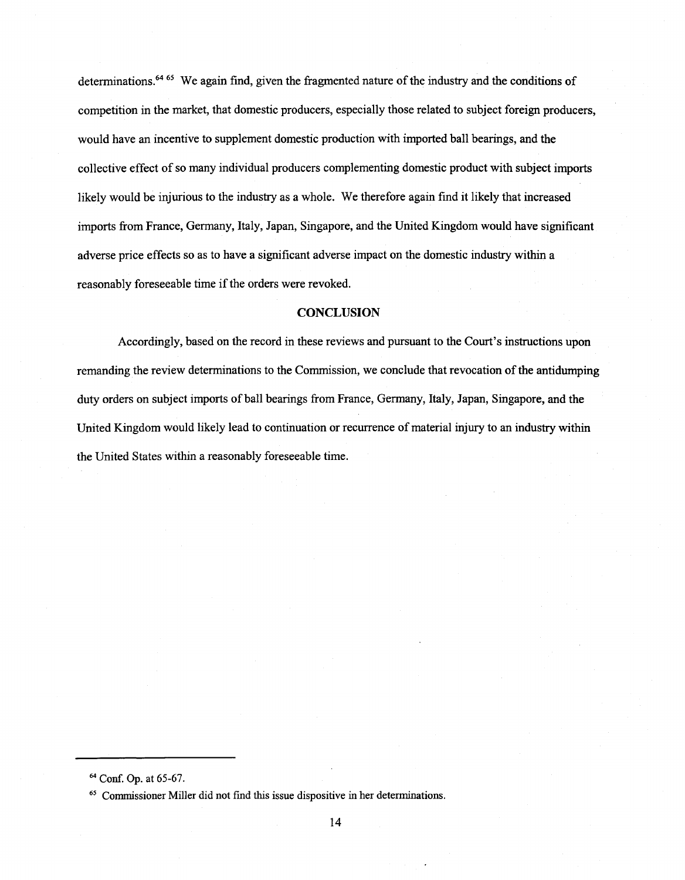determinations.[64] [65] We again find, given the fragmented nature of the industry and the conditions of competition in the market, that domestic producers, especially those related to subject foreign producers, would have an incentive to supplement domestic production with imported ball bearings, and the collective effect of so many individual producers complementing domestic product with subject imports likely would be injurious to the industry as a whole. We therefore again find it likely that increased imports from France, Germany, Italy, Japan, Singapore, and the United Kingdom would have significant adverse price effects so as to have a significant adverse impact on the domestic industry within a reasonably foreseeable time if the orders were revoked.

## CONCLUSION

Accordingly, based on the record in these reviews and pursuant to the Court's instructions upon remanding the review determinations to the Commission, we conclude that revocation of the antidumping duty orders on subject imports of ball bearings from France, Germany, Italy, Japan, Singapore, and the United Kingdom would likely lead to continuation or recurrence of material injury to an industry within the United States within a reasonably foreseeable time.

---

[64] Conf. Op. at 65-67.

[65] Commissioner Miller did not find this issue dispositive in her determinations.